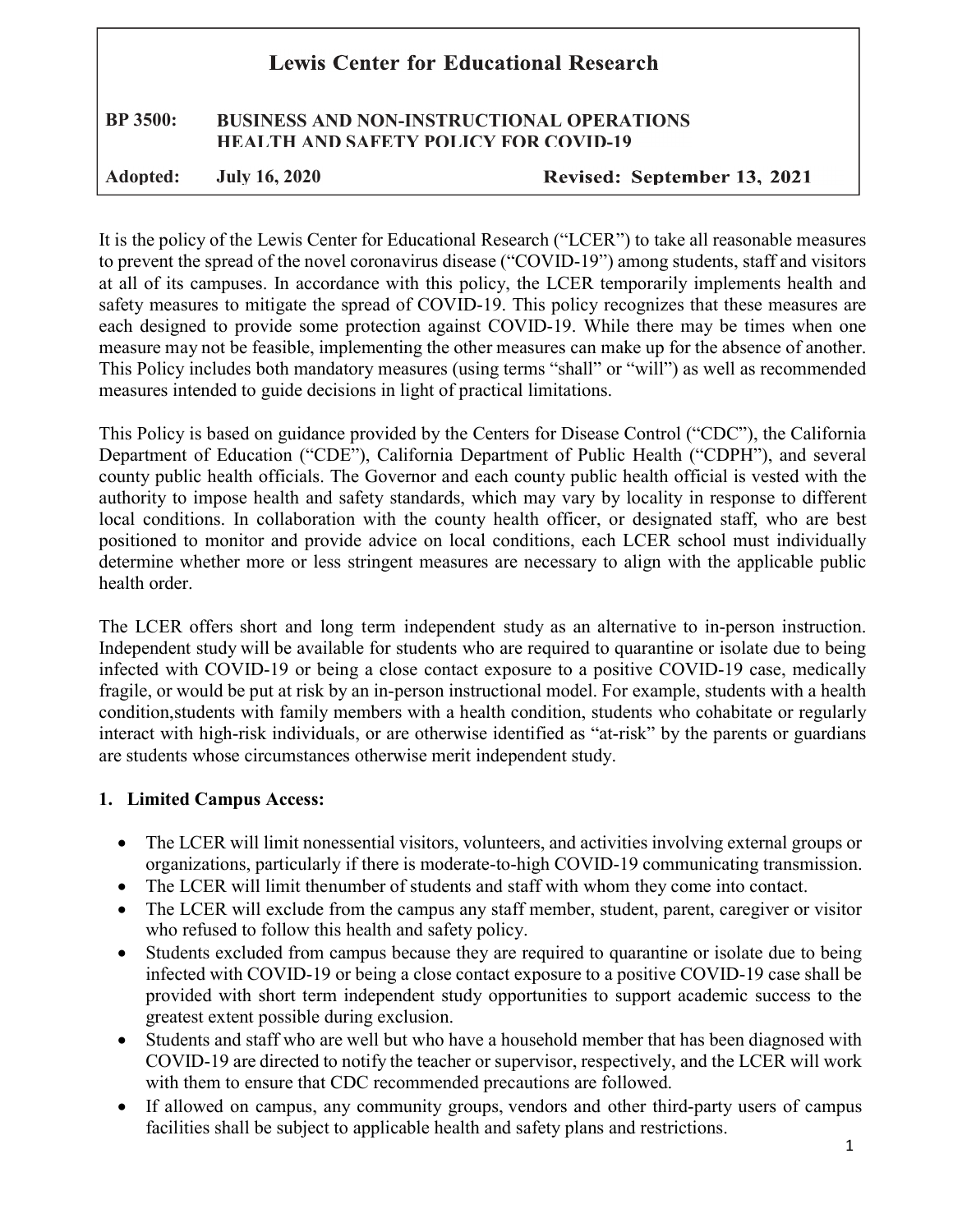# Lewis Center for Educational Research

**BP 3500: BUSINESS AND NON-INSTRUCTIONAL OPERATIONS HEALTH AND SAFETY POLICY FOR COVID-19**

**Adopted: July 16, 2020** **Revised: September 13, 2021**

It is the policy of the Lewis Center for Educational Research ("LCER") to take all reasonable measures to prevent the spread of the novel coronavirus disease ("COVID-19") among students, staff and visitors at all of its campuses. In accordance with this policy, the LCER temporarily implements health and safety measures to mitigate the spread of COVID-19. This policy recognizes that these measures are each designed to provide some protection against COVID-19. While there may be times when one measure may not be feasible, implementing the other measures can make up for the absence of another. This Policy includes both mandatory measures (using terms "shall" or "will") as well as recommended measures intended to guide decisions in light of practical limitations.

This Policy is based on guidance provided by the Centers for Disease Control ("CDC"), the California Department of Education ("CDE"), California Department of Public Health ("CDPH"), and several county public health officials. The Governor and each county public health official is vested with the authority to impose health and safety standards, which may vary by locality in response to different local conditions. In collaboration with the county health officer, or designated staff, who are best positioned to monitor and provide advice on local conditions, each LCER school must individually determine whether more or less stringent measures are necessary to align with the applicable public health order.

The LCER offers short and long term independent study as an alternative to in-person instruction. Independent study will be available for students who are required to quarantine or isolate due to being infected with COVID-19 or being a close contact exposure to a positive COVID-19 case, medically fragile, or would be put at risk by an in-person instructional model. For example, students with a health condition,students with family members with a health condition, students who cohabitate or regularly interact with high-risk individuals, or are otherwise identified as "at-risk" by the parents or guardians are students whose circumstances otherwise merit independent study.

## 1. Limited Campus Access:

- The LCER will limit nonessential visitors, volunteers, and activities involving external groups or organizations, particularly if there is moderate-to-high COVID-19 communicating transmission.
- The LCER will limit thenumber of students and staff with whom they come into contact.
- The LCER will exclude from the campus any staff member, student, parent, caregiver or visitor who refused to follow this health and safety policy.
- Students excluded from campus because they are required to quarantine or isolate due to being infected with COVID-19 or being a close contact exposure to a positive COVID-19 case shall be provided with short term independent study opportunities to support academic success to the greatest extent possible during exclusion.
- Students and staff who are well but who have a household member that has been diagnosed with COVID-19 are directed to notify the teacher or supervisor, respectively, and the LCER will work with them to ensure that CDC recommended precautions are followed.
- If allowed on campus, any community groups, vendors and other third-party users of campus facilities shall be subject to applicable health and safety plans and restrictions.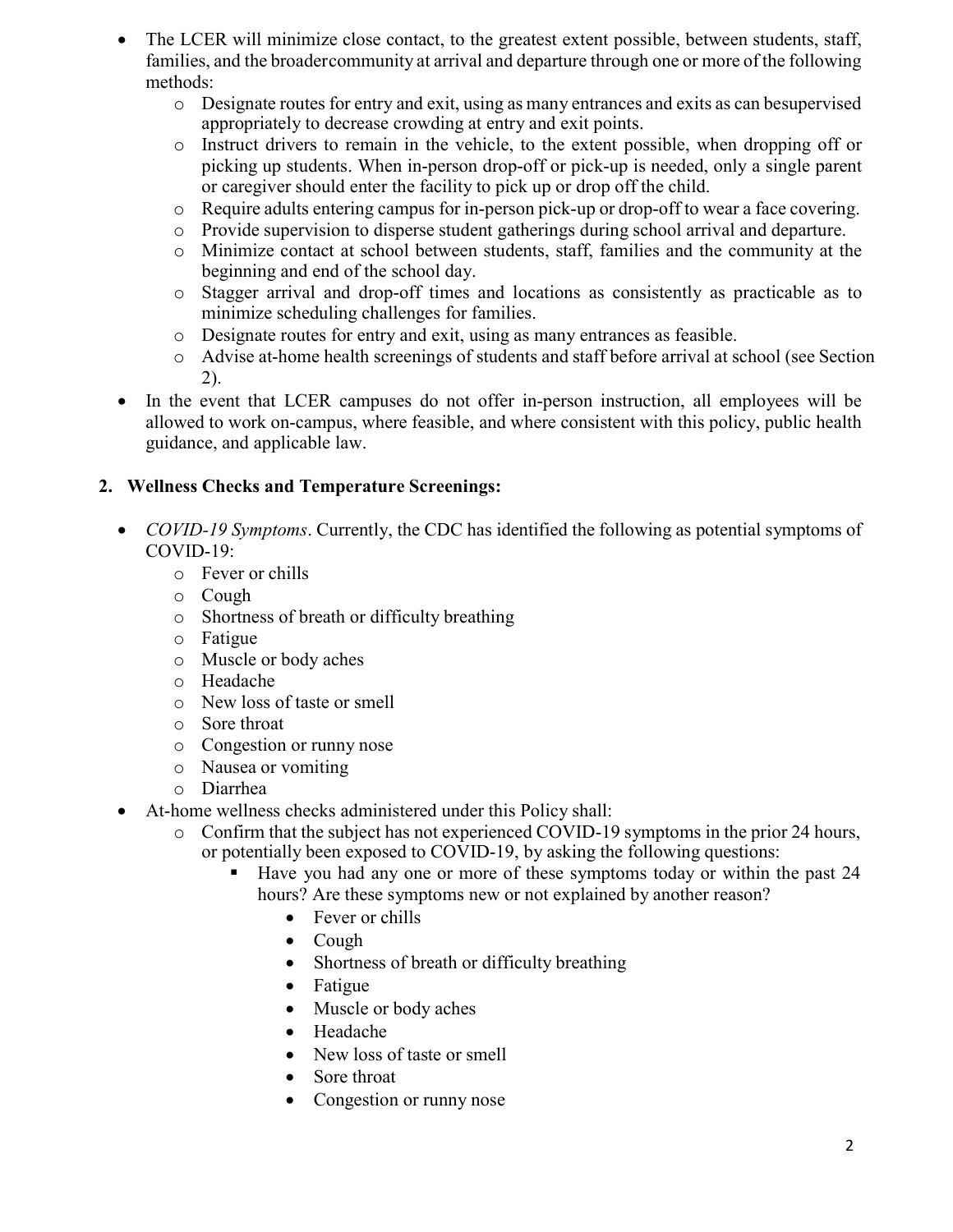- The LCER will minimize close contact, to the greatest extent possible, between students, staff, families, and the broadercommunity at arrival and departure through one or more of the following methods:
  - Designate routes for entry and exit, using as many entrances and exits as can besupervised appropriately to decrease crowding at entry and exit points.
  - Instruct drivers to remain in the vehicle, to the extent possible, when dropping off or picking up students. When in-person drop-off or pick-up is needed, only a single parent or caregiver should enter the facility to pick up or drop off the child.
  - Require adults entering campus for in-person pick-up or drop-off to wear a face covering.
  - Provide supervision to disperse student gatherings during school arrival and departure.
  - Minimize contact at school between students, staff, families and the community at the beginning and end of the school day.
  - Stagger arrival and drop-off times and locations as consistently as practicable as to minimize scheduling challenges for families.
  - Designate routes for entry and exit, using as many entrances as feasible.
  - Advise at-home health screenings of students and staff before arrival at school (see Section 2).
- In the event that LCER campuses do not offer in-person instruction, all employees will be allowed to work on-campus, where feasible, and where consistent with this policy, public health guidance, and applicable law.

## 2. Wellness Checks and Temperature Screenings:

- *COVID-19 Symptoms*. Currently, the CDC has identified the following as potential symptoms of COVID-19:
  - Fever or chills
  - Cough
  - Shortness of breath or difficulty breathing
  - Fatigue
  - Muscle or body aches
  - Headache
  - New loss of taste or smell
  - Sore throat
  - Congestion or runny nose
  - Nausea or vomiting
  - Diarrhea
- At-home wellness checks administered under this Policy shall:
  - Confirm that the subject has not experienced COVID-19 symptoms in the prior 24 hours, or potentially been exposed to COVID-19, by asking the following questions:
    - Have you had any one or more of these symptoms today or within the past 24 hours? Are these symptoms new or not explained by another reason?
      - Fever or chills
      - Cough
      - Shortness of breath or difficulty breathing
      - Fatigue
      - Muscle or body aches
      - Headache
      - New loss of taste or smell
      - Sore throat
      - Congestion or runny nose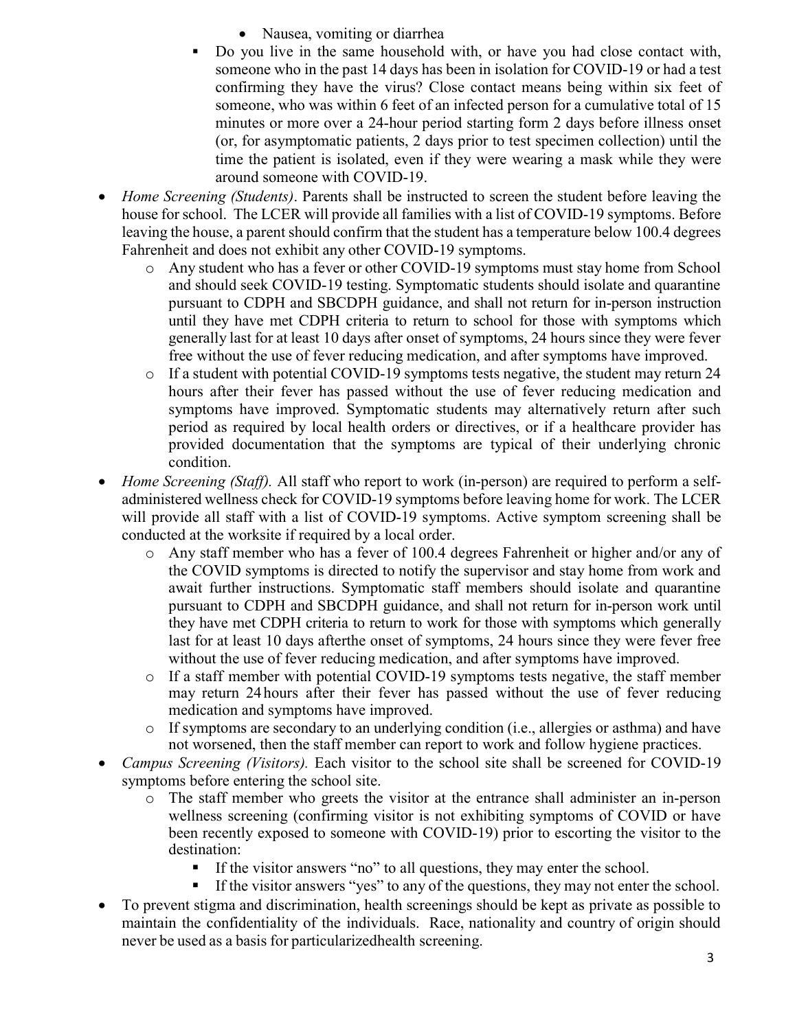- Nausea, vomiting or diarrhea
  - Do you live in the same household with, or have you had close contact with, someone who in the past 14 days has been in isolation for COVID-19 or had a test confirming they have the virus? Close contact means being within six feet of someone, who was within 6 feet of an infected person for a cumulative total of 15 minutes or more over a 24-hour period starting form 2 days before illness onset (or, for asymptomatic patients, 2 days prior to test specimen collection) until the time the patient is isolated, even if they were wearing a mask while they were around someone with COVID-19.

- *Home Screening (Students)*. Parents shall be instructed to screen the student before leaving the house for school. The LCER will provide all families with a list of COVID-19 symptoms. Before leaving the house, a parent should confirm that the student has a temperature below 100.4 degrees Fahrenheit and does not exhibit any other COVID-19 symptoms.
  - Any student who has a fever or other COVID-19 symptoms must stay home from School and should seek COVID-19 testing. Symptomatic students should isolate and quarantine pursuant to CDPH and SBCDPH guidance, and shall not return for in-person instruction until they have met CDPH criteria to return to school for those with symptoms which generally last for at least 10 days after onset of symptoms, 24 hours since they were fever free without the use of fever reducing medication, and after symptoms have improved.
  - If a student with potential COVID-19 symptoms tests negative, the student may return 24 hours after their fever has passed without the use of fever reducing medication and symptoms have improved. Symptomatic students may alternatively return after such period as required by local health orders or directives, or if a healthcare provider has provided documentation that the symptoms are typical of their underlying chronic condition.
- *Home Screening (Staff).* All staff who report to work (in-person) are required to perform a self-administered wellness check for COVID-19 symptoms before leaving home for work. The LCER will provide all staff with a list of COVID-19 symptoms. Active symptom screening shall be conducted at the worksite if required by a local order.
  - Any staff member who has a fever of 100.4 degrees Fahrenheit or higher and/or any of the COVID symptoms is directed to notify the supervisor and stay home from work and await further instructions. Symptomatic staff members should isolate and quarantine pursuant to CDPH and SBCDPH guidance, and shall not return for in-person work until they have met CDPH criteria to return to work for those with symptoms which generally last for at least 10 days afterthe onset of symptoms, 24 hours since they were fever free without the use of fever reducing medication, and after symptoms have improved.
  - If a staff member with potential COVID-19 symptoms tests negative, the staff member may return 24 hours after their fever has passed without the use of fever reducing medication and symptoms have improved.
  - If symptoms are secondary to an underlying condition (i.e., allergies or asthma) and have not worsened, then the staff member can report to work and follow hygiene practices.
- *Campus Screening (Visitors).* Each visitor to the school site shall be screened for COVID-19 symptoms before entering the school site.
  - The staff member who greets the visitor at the entrance shall administer an in-person wellness screening (confirming visitor is not exhibiting symptoms of COVID or have been recently exposed to someone with COVID-19) prior to escorting the visitor to the destination:
    - If the visitor answers "no" to all questions, they may enter the school.
    - If the visitor answers "yes" to any of the questions, they may not enter the school.
- To prevent stigma and discrimination, health screenings should be kept as private as possible to maintain the confidentiality of the individuals. Race, nationality and country of origin should never be used as a basis for particularizedhealth screening.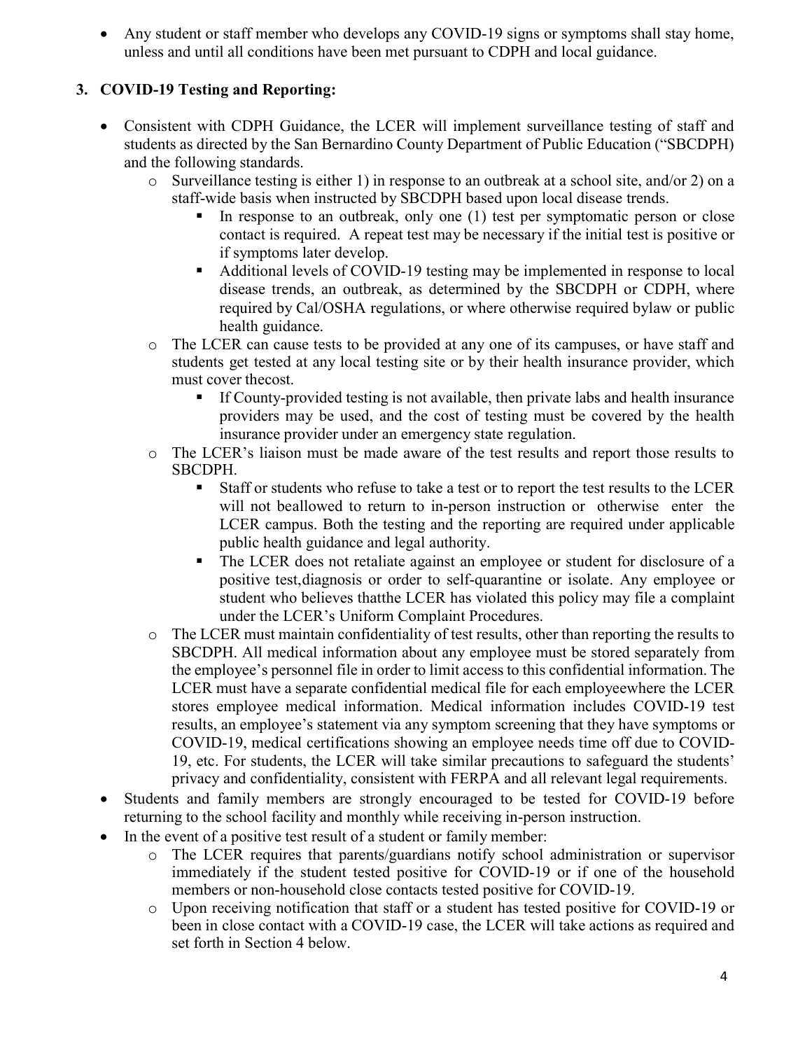- Any student or staff member who develops any COVID-19 signs or symptoms shall stay home, unless and until all conditions have been met pursuant to CDPH and local guidance.

### 3. COVID-19 Testing and Reporting:

- Consistent with CDPH Guidance, the LCER will implement surveillance testing of staff and students as directed by the San Bernardino County Department of Public Education ("SBCDPH) and the following standards.
  - Surveillance testing is either 1) in response to an outbreak at a school site, and/or 2) on a staff-wide basis when instructed by SBCDPH based upon local disease trends.
    - In response to an outbreak, only one (1) test per symptomatic person or close contact is required. A repeat test may be necessary if the initial test is positive or if symptoms later develop.
    - Additional levels of COVID-19 testing may be implemented in response to local disease trends, an outbreak, as determined by the SBCDPH or CDPH, where required by Cal/OSHA regulations, or where otherwise required bylaw or public health guidance.
  - The LCER can cause tests to be provided at any one of its campuses, or have staff and students get tested at any local testing site or by their health insurance provider, which must cover thecost.
    - If County-provided testing is not available, then private labs and health insurance providers may be used, and the cost of testing must be covered by the health insurance provider under an emergency state regulation.
  - The LCER's liaison must be made aware of the test results and report those results to SBCDPH.
    - Staff or students who refuse to take a test or to report the test results to the LCER will not beallowed to return to in-person instruction or otherwise enter the LCER campus. Both the testing and the reporting are required under applicable public health guidance and legal authority.
    - The LCER does not retaliate against an employee or student for disclosure of a positive test,diagnosis or order to self-quarantine or isolate. Any employee or student who believes thatthe LCER has violated this policy may file a complaint under the LCER's Uniform Complaint Procedures.
  - The LCER must maintain confidentiality of test results, other than reporting the results to SBCDPH. All medical information about any employee must be stored separately from the employee's personnel file in order to limit access to this confidential information. The LCER must have a separate confidential medical file for each employeewhere the LCER stores employee medical information. Medical information includes COVID-19 test results, an employee's statement via any symptom screening that they have symptoms or COVID-19, medical certifications showing an employee needs time off due to COVID-19, etc. For students, the LCER will take similar precautions to safeguard the students' privacy and confidentiality, consistent with FERPA and all relevant legal requirements.
- Students and family members are strongly encouraged to be tested for COVID-19 before returning to the school facility and monthly while receiving in-person instruction.
- In the event of a positive test result of a student or family member:
  - The LCER requires that parents/guardians notify school administration or supervisor immediately if the student tested positive for COVID-19 or if one of the household members or non-household close contacts tested positive for COVID-19.
  - Upon receiving notification that staff or a student has tested positive for COVID-19 or been in close contact with a COVID-19 case, the LCER will take actions as required and set forth in Section 4 below.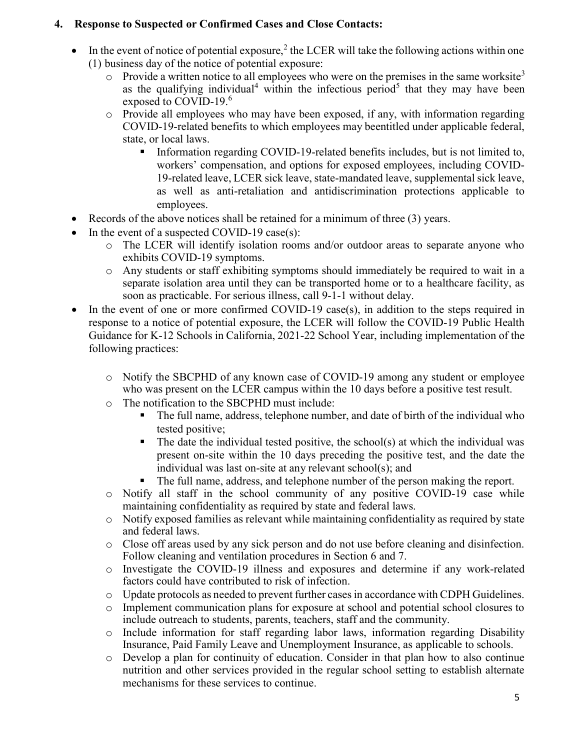### 4. Response to Suspected or Confirmed Cases and Close Contacts:

- In the event of notice of potential exposure,[2] the LCER will take the following actions within one (1) business day of the notice of potential exposure:
  - Provide a written notice to all employees who were on the premises in the same worksite[3] as the qualifying individual[4] within the infectious period[5] that they may have been exposed to COVID-19.[6]
  - Provide all employees who may have been exposed, if any, with information regarding COVID-19-related benefits to which employees may beentitled under applicable federal, state, or local laws.
    - Information regarding COVID-19-related benefits includes, but is not limited to, workers' compensation, and options for exposed employees, including COVID-19-related leave, LCER sick leave, state-mandated leave, supplemental sick leave, as well as anti-retaliation and antidiscrimination protections applicable to employees.
- Records of the above notices shall be retained for a minimum of three (3) years.
- In the event of a suspected COVID-19 case(s):
  - The LCER will identify isolation rooms and/or outdoor areas to separate anyone who exhibits COVID-19 symptoms.
  - Any students or staff exhibiting symptoms should immediately be required to wait in a separate isolation area until they can be transported home or to a healthcare facility, as soon as practicable. For serious illness, call 9-1-1 without delay.
- In the event of one or more confirmed COVID-19 case(s), in addition to the steps required in response to a notice of potential exposure, the LCER will follow the COVID-19 Public Health Guidance for K-12 Schools in California, 2021-22 School Year, including implementation of the following practices:
  - Notify the SBCPHD of any known case of COVID-19 among any student or employee who was present on the LCER campus within the 10 days before a positive test result.
  - The notification to the SBCPHD must include:
    - The full name, address, telephone number, and date of birth of the individual who tested positive;
    - The date the individual tested positive, the school(s) at which the individual was present on-site within the 10 days preceding the positive test, and the date the individual was last on-site at any relevant school(s); and
    - The full name, address, and telephone number of the person making the report.
  - Notify all staff in the school community of any positive COVID-19 case while maintaining confidentiality as required by state and federal laws.
  - Notify exposed families as relevant while maintaining confidentiality as required by state and federal laws.
  - Close off areas used by any sick person and do not use before cleaning and disinfection. Follow cleaning and ventilation procedures in Section 6 and 7.
  - Investigate the COVID-19 illness and exposures and determine if any work-related factors could have contributed to risk of infection.
  - Update protocols as needed to prevent further cases in accordance with CDPH Guidelines.
  - Implement communication plans for exposure at school and potential school closures to include outreach to students, parents, teachers, staff and the community.
  - Include information for staff regarding labor laws, information regarding Disability Insurance, Paid Family Leave and Unemployment Insurance, as applicable to schools.
  - Develop a plan for continuity of education. Consider in that plan how to also continue nutrition and other services provided in the regular school setting to establish alternate mechanisms for these services to continue.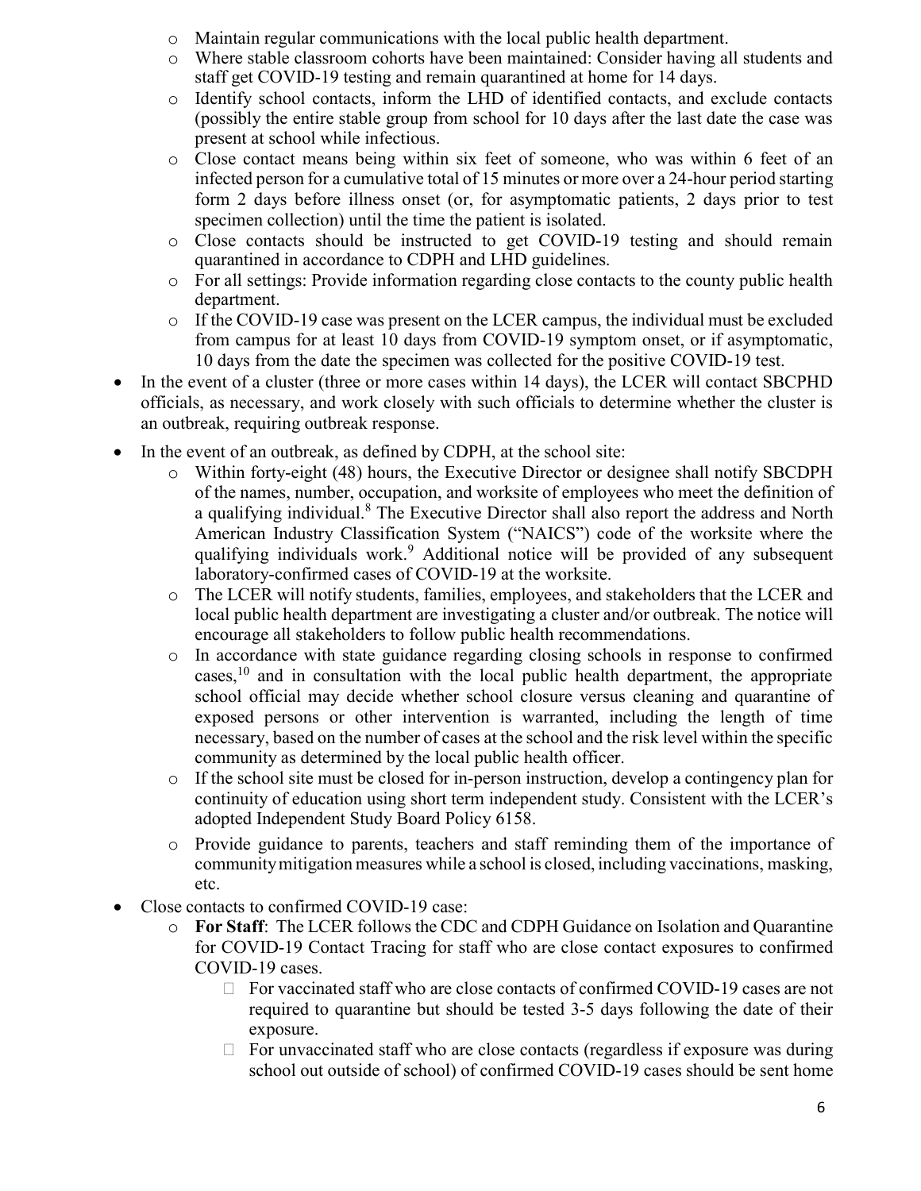- Maintain regular communications with the local public health department.
    - Where stable classroom cohorts have been maintained: Consider having all students and staff get COVID-19 testing and remain quarantined at home for 14 days.
    - Identify school contacts, inform the LHD of identified contacts, and exclude contacts (possibly the entire stable group from school for 10 days after the last date the case was present at school while infectious.
    - Close contact means being within six feet of someone, who was within 6 feet of an infected person for a cumulative total of 15 minutes or more over a 24-hour period starting form 2 days before illness onset (or, for asymptomatic patients, 2 days prior to test specimen collection) until the time the patient is isolated.
    - Close contacts should be instructed to get COVID-19 testing and should remain quarantined in accordance to CDPH and LHD guidelines.
    - For all settings: Provide information regarding close contacts to the county public health department.
    - If the COVID-19 case was present on the LCER campus, the individual must be excluded from campus for at least 10 days from COVID-19 symptom onset, or if asymptomatic, 10 days from the date the specimen was collected for the positive COVID-19 test.
- In the event of a cluster (three or more cases within 14 days), the LCER will contact SBCPHD officials, as necessary, and work closely with such officials to determine whether the cluster is an outbreak, requiring outbreak response.
- In the event of an outbreak, as defined by CDPH, at the school site:
    - Within forty-eight (48) hours, the Executive Director or designee shall notify SBCDPH of the names, number, occupation, and worksite of employees who meet the definition of a qualifying individual.[8] The Executive Director shall also report the address and North American Industry Classification System ("NAICS") code of the worksite where the qualifying individuals work.[9] Additional notice will be provided of any subsequent laboratory-confirmed cases of COVID-19 at the worksite.
    - The LCER will notify students, families, employees, and stakeholders that the LCER and local public health department are investigating a cluster and/or outbreak. The notice will encourage all stakeholders to follow public health recommendations.
    - In accordance with state guidance regarding closing schools in response to confirmed cases,[10] and in consultation with the local public health department, the appropriate school official may decide whether school closure versus cleaning and quarantine of exposed persons or other intervention is warranted, including the length of time necessary, based on the number of cases at the school and the risk level within the specific community as determined by the local public health officer.
    - If the school site must be closed for in-person instruction, develop a contingency plan for continuity of education using short term independent study. Consistent with the LCER's adopted Independent Study Board Policy 6158.
    - Provide guidance to parents, teachers and staff reminding them of the importance of community mitigation measures while a school is closed, including vaccinations, masking, etc.
- Close contacts to confirmed COVID-19 case:
    - **For Staff**: The LCER follows the CDC and CDPH Guidance on Isolation and Quarantine for COVID-19 Contact Tracing for staff who are close contact exposures to confirmed COVID-19 cases.
        - For vaccinated staff who are close contacts of confirmed COVID-19 cases are not required to quarantine but should be tested 3-5 days following the date of their exposure.
        - For unvaccinated staff who are close contacts (regardless if exposure was during school out outside of school) of confirmed COVID-19 cases should be sent home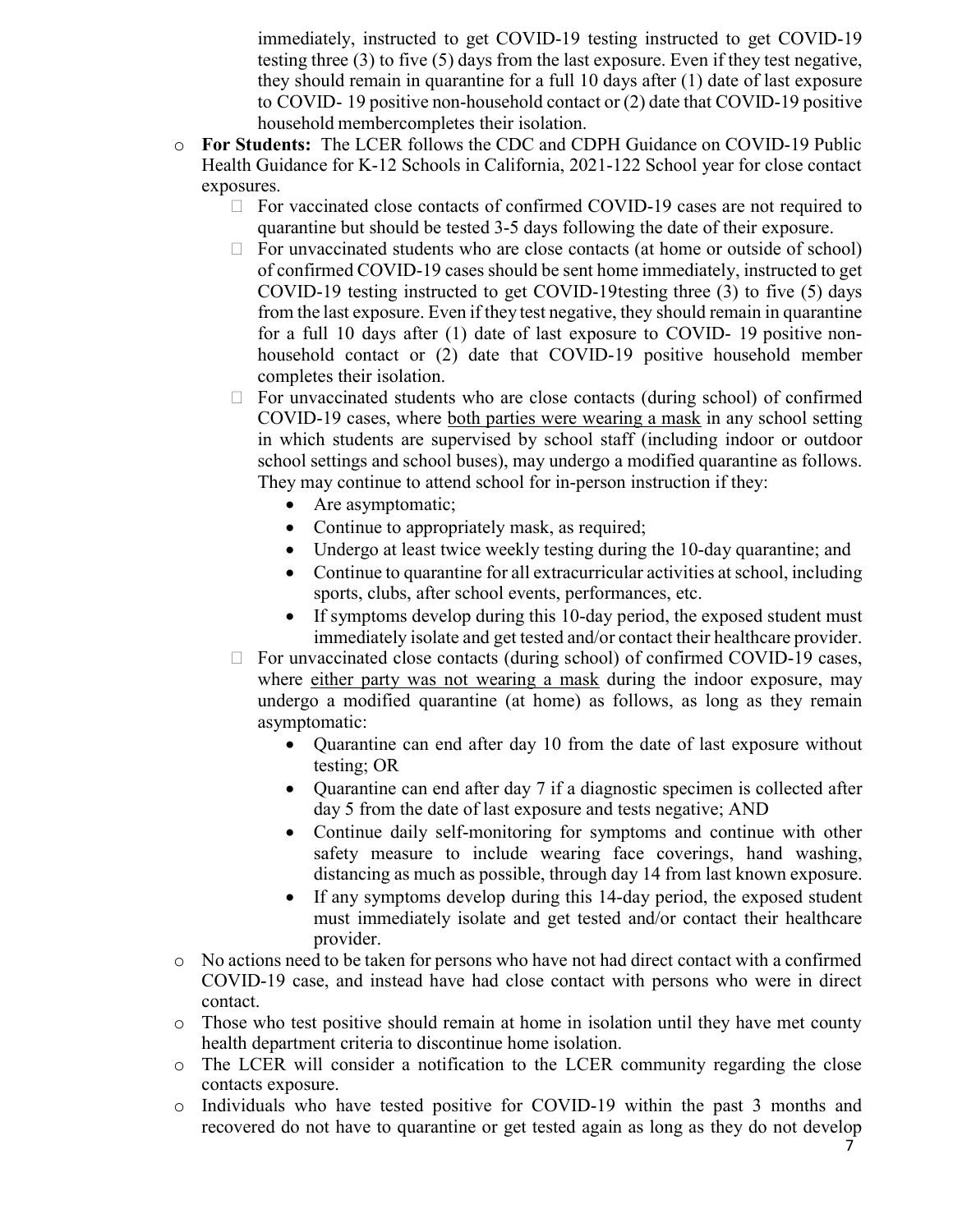immediately, instructed to get COVID-19 testing instructed to get COVID-19 testing three (3) to five (5) days from the last exposure. Even if they test negative, they should remain in quarantine for a full 10 days after (1) date of last exposure to COVID- 19 positive non-household contact or (2) date that COVID-19 positive household membercompletes their isolation.

- **For Students:** The LCER follows the CDC and CDPH Guidance on COVID-19 Public Health Guidance for K-12 Schools in California, 2021-122 School year for close contact exposures.
  - For vaccinated close contacts of confirmed COVID-19 cases are not required to quarantine but should be tested 3-5 days following the date of their exposure.
  - For unvaccinated students who are close contacts (at home or outside of school) of confirmed COVID-19 cases should be sent home immediately, instructed to get COVID-19 testing instructed to get COVID-19testing three (3) to five (5) days from the last exposure. Even if they test negative, they should remain in quarantine for a full 10 days after (1) date of last exposure to COVID- 19 positive non-household contact or (2) date that COVID-19 positive household member completes their isolation.
  - For unvaccinated students who are close contacts (during school) of confirmed COVID-19 cases, where <u>both parties were wearing a mask</u> in any school setting in which students are supervised by school staff (including indoor or outdoor school settings and school buses), may undergo a modified quarantine as follows. They may continue to attend school for in-person instruction if they:
    - Are asymptomatic;
    - Continue to appropriately mask, as required;
    - Undergo at least twice weekly testing during the 10-day quarantine; and
    - Continue to quarantine for all extracurricular activities at school, including sports, clubs, after school events, performances, etc.
    - If symptoms develop during this 10-day period, the exposed student must immediately isolate and get tested and/or contact their healthcare provider.
  - For unvaccinated close contacts (during school) of confirmed COVID-19 cases, where <u>either party was not wearing a mask</u> during the indoor exposure, may undergo a modified quarantine (at home) as follows, as long as they remain asymptomatic:
    - Quarantine can end after day 10 from the date of last exposure without testing; OR
    - Quarantine can end after day 7 if a diagnostic specimen is collected after day 5 from the date of last exposure and tests negative; AND
    - Continue daily self-monitoring for symptoms and continue with other safety measure to include wearing face coverings, hand washing, distancing as much as possible, through day 14 from last known exposure.
    - If any symptoms develop during this 14-day period, the exposed student must immediately isolate and get tested and/or contact their healthcare provider.
- No actions need to be taken for persons who have not had direct contact with a confirmed COVID-19 case, and instead have had close contact with persons who were in direct contact.
- Those who test positive should remain at home in isolation until they have met county health department criteria to discontinue home isolation.
- The LCER will consider a notification to the LCER community regarding the close contacts exposure.
- Individuals who have tested positive for COVID-19 within the past 3 months and recovered do not have to quarantine or get tested again as long as they do not develop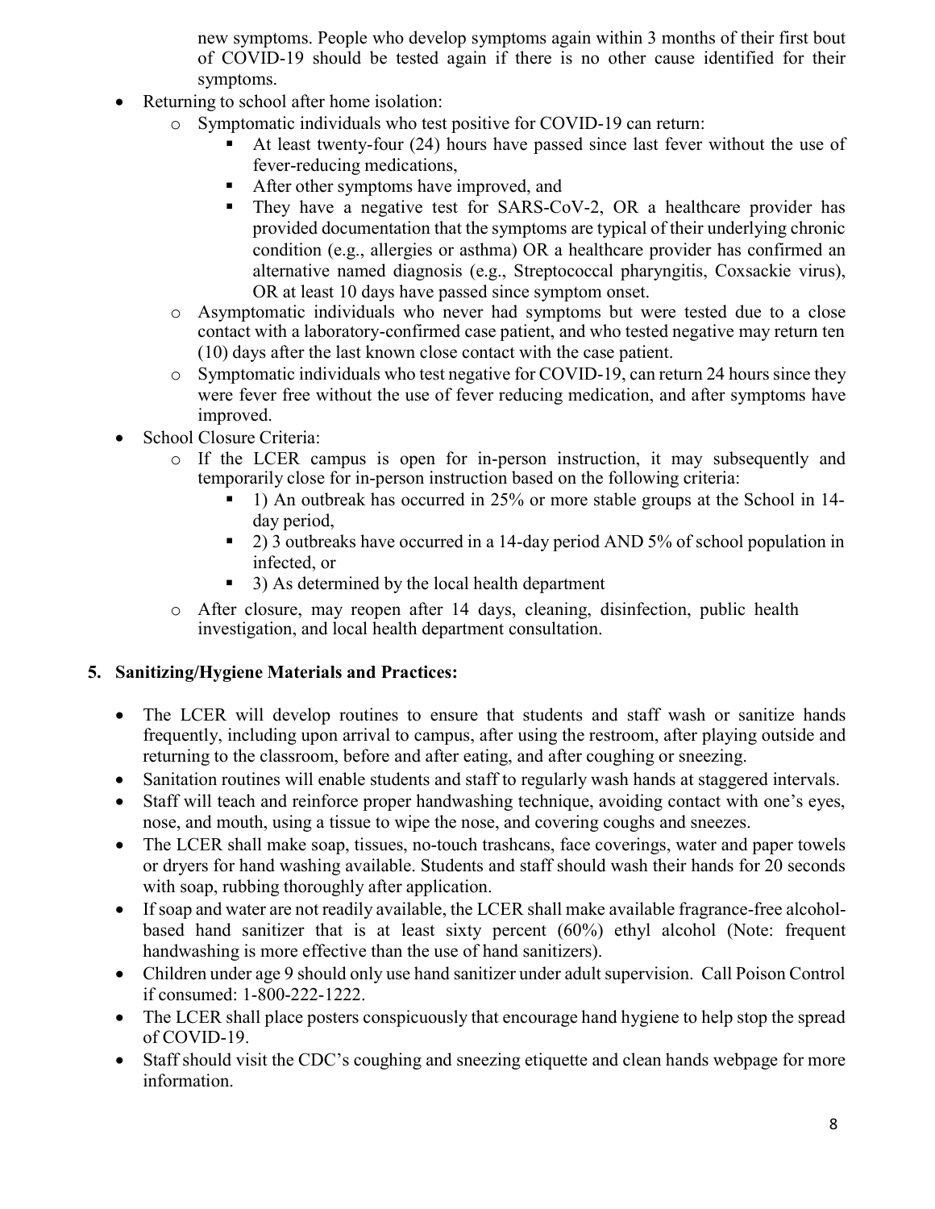new symptoms. People who develop symptoms again within 3 months of their first bout of COVID-19 should be tested again if there is no other cause identified for their symptoms.

- Returning to school after home isolation:
  - Symptomatic individuals who test positive for COVID-19 can return:
    - At least twenty-four (24) hours have passed since last fever without the use of fever-reducing medications,
    - After other symptoms have improved, and
    - They have a negative test for SARS-CoV-2, OR a healthcare provider has provided documentation that the symptoms are typical of their underlying chronic condition (e.g., allergies or asthma) OR a healthcare provider has confirmed an alternative named diagnosis (e.g., Streptococcal pharyngitis, Coxsackie virus), OR at least 10 days have passed since symptom onset.
  - Asymptomatic individuals who never had symptoms but were tested due to a close contact with a laboratory-confirmed case patient, and who tested negative may return ten (10) days after the last known close contact with the case patient.
  - Symptomatic individuals who test negative for COVID-19, can return 24 hours since they were fever free without the use of fever reducing medication, and after symptoms have improved.
- School Closure Criteria:
  - If the LCER campus is open for in-person instruction, it may subsequently and temporarily close for in-person instruction based on the following criteria:
    - 1) An outbreak has occurred in 25% or more stable groups at the School in 14-day period,
    - 2) 3 outbreaks have occurred in a 14-day period AND 5% of school population in infected, or
    - 3) As determined by the local health department
  - After closure, may reopen after 14 days, cleaning, disinfection, public health investigation, and local health department consultation.

**5. Sanitizing/Hygiene Materials and Practices:**

- The LCER will develop routines to ensure that students and staff wash or sanitize hands frequently, including upon arrival to campus, after using the restroom, after playing outside and returning to the classroom, before and after eating, and after coughing or sneezing.
- Sanitation routines will enable students and staff to regularly wash hands at staggered intervals.
- Staff will teach and reinforce proper handwashing technique, avoiding contact with one's eyes, nose, and mouth, using a tissue to wipe the nose, and covering coughs and sneezes.
- The LCER shall make soap, tissues, no-touch trashcans, face coverings, water and paper towels or dryers for hand washing available. Students and staff should wash their hands for 20 seconds with soap, rubbing thoroughly after application.
- If soap and water are not readily available, the LCER shall make available fragrance-free alcohol-based hand sanitizer that is at least sixty percent (60%) ethyl alcohol (Note: frequent handwashing is more effective than the use of hand sanitizers).
- Children under age 9 should only use hand sanitizer under adult supervision. Call Poison Control if consumed: 1-800-222-1222.
- The LCER shall place posters conspicuously that encourage hand hygiene to help stop the spread of COVID-19.
- Staff should visit the CDC's coughing and sneezing etiquette and clean hands webpage for more information.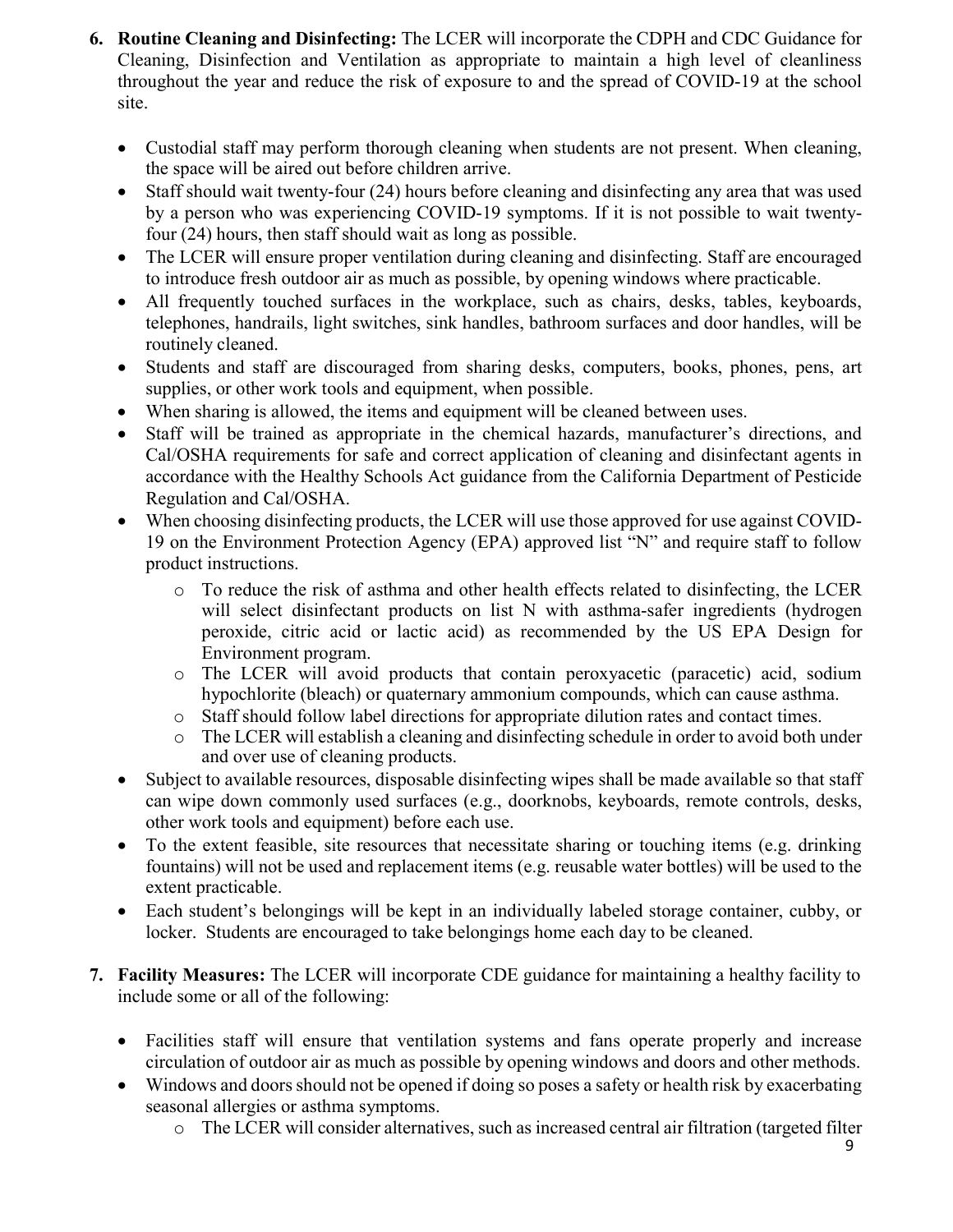6. **Routine Cleaning and Disinfecting:** The LCER will incorporate the CDPH and CDC Guidance for Cleaning, Disinfection and Ventilation as appropriate to maintain a high level of cleanliness throughout the year and reduce the risk of exposure to and the spread of COVID-19 at the school site.

   - Custodial staff may perform thorough cleaning when students are not present. When cleaning, the space will be aired out before children arrive.
   - Staff should wait twenty-four (24) hours before cleaning and disinfecting any area that was used by a person who was experiencing COVID-19 symptoms. If it is not possible to wait twenty-four (24) hours, then staff should wait as long as possible.
   - The LCER will ensure proper ventilation during cleaning and disinfecting. Staff are encouraged to introduce fresh outdoor air as much as possible, by opening windows where practicable.
   - All frequently touched surfaces in the workplace, such as chairs, desks, tables, keyboards, telephones, handrails, light switches, sink handles, bathroom surfaces and door handles, will be routinely cleaned.
   - Students and staff are discouraged from sharing desks, computers, books, phones, pens, art supplies, or other work tools and equipment, when possible.
   - When sharing is allowed, the items and equipment will be cleaned between uses.
   - Staff will be trained as appropriate in the chemical hazards, manufacturer's directions, and Cal/OSHA requirements for safe and correct application of cleaning and disinfectant agents in accordance with the Healthy Schools Act guidance from the California Department of Pesticide Regulation and Cal/OSHA.
   - When choosing disinfecting products, the LCER will use those approved for use against COVID-19 on the Environment Protection Agency (EPA) approved list "N" and require staff to follow product instructions.
     - To reduce the risk of asthma and other health effects related to disinfecting, the LCER will select disinfectant products on list N with asthma-safer ingredients (hydrogen peroxide, citric acid or lactic acid) as recommended by the US EPA Design for Environment program.
     - The LCER will avoid products that contain peroxyacetic (paracetic) acid, sodium hypochlorite (bleach) or quaternary ammonium compounds, which can cause asthma.
     - Staff should follow label directions for appropriate dilution rates and contact times.
     - The LCER will establish a cleaning and disinfecting schedule in order to avoid both under and over use of cleaning products.
   - Subject to available resources, disposable disinfecting wipes shall be made available so that staff can wipe down commonly used surfaces (e.g., doorknobs, keyboards, remote controls, desks, other work tools and equipment) before each use.
   - To the extent feasible, site resources that necessitate sharing or touching items (e.g. drinking fountains) will not be used and replacement items (e.g. reusable water bottles) will be used to the extent practicable.
   - Each student's belongings will be kept in an individually labeled storage container, cubby, or locker. Students are encouraged to take belongings home each day to be cleaned.

7. **Facility Measures:** The LCER will incorporate CDE guidance for maintaining a healthy facility to include some or all of the following:

   - Facilities staff will ensure that ventilation systems and fans operate properly and increase circulation of outdoor air as much as possible by opening windows and doors and other methods.
   - Windows and doors should not be opened if doing so poses a safety or health risk by exacerbating seasonal allergies or asthma symptoms.
     - The LCER will consider alternatives, such as increased central air filtration (targeted filter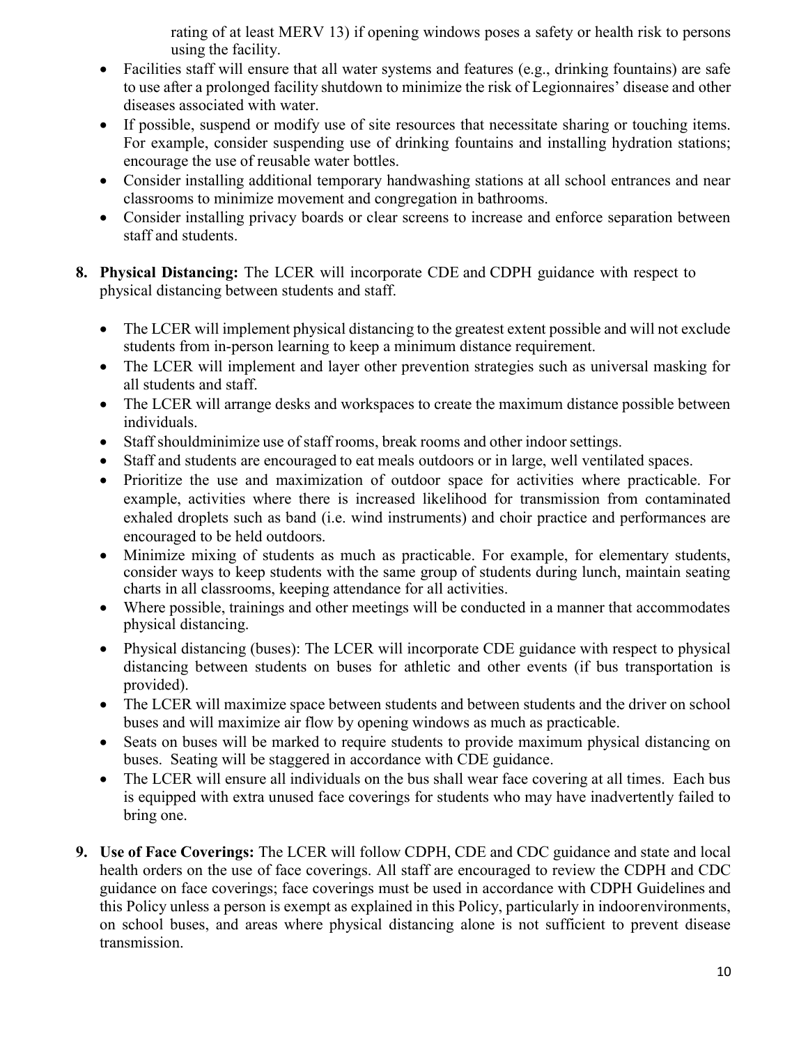rating of at least MERV 13) if opening windows poses a safety or health risk to persons using the facility.

- Facilities staff will ensure that all water systems and features (e.g., drinking fountains) are safe to use after a prolonged facility shutdown to minimize the risk of Legionnaires' disease and other diseases associated with water.
- If possible, suspend or modify use of site resources that necessitate sharing or touching items. For example, consider suspending use of drinking fountains and installing hydration stations; encourage the use of reusable water bottles.
- Consider installing additional temporary handwashing stations at all school entrances and near classrooms to minimize movement and congregation in bathrooms.
- Consider installing privacy boards or clear screens to increase and enforce separation between staff and students.

8. **Physical Distancing:** The LCER will incorporate CDE and CDPH guidance with respect to physical distancing between students and staff.

   - The LCER will implement physical distancing to the greatest extent possible and will not exclude students from in-person learning to keep a minimum distance requirement.
   - The LCER will implement and layer other prevention strategies such as universal masking for all students and staff.
   - The LCER will arrange desks and workspaces to create the maximum distance possible between individuals.
   - Staff shouldminimize use of staff rooms, break rooms and other indoor settings.
   - Staff and students are encouraged to eat meals outdoors or in large, well ventilated spaces.
   - Prioritize the use and maximization of outdoor space for activities where practicable. For example, activities where there is increased likelihood for transmission from contaminated exhaled droplets such as band (i.e. wind instruments) and choir practice and performances are encouraged to be held outdoors.
   - Minimize mixing of students as much as practicable. For example, for elementary students, consider ways to keep students with the same group of students during lunch, maintain seating charts in all classrooms, keeping attendance for all activities.
   - Where possible, trainings and other meetings will be conducted in a manner that accommodates physical distancing.
   - Physical distancing (buses): The LCER will incorporate CDE guidance with respect to physical distancing between students on buses for athletic and other events (if bus transportation is provided).
   - The LCER will maximize space between students and between students and the driver on school buses and will maximize air flow by opening windows as much as practicable.
   - Seats on buses will be marked to require students to provide maximum physical distancing on buses. Seating will be staggered in accordance with CDE guidance.
   - The LCER will ensure all individuals on the bus shall wear face covering at all times. Each bus is equipped with extra unused face coverings for students who may have inadvertently failed to bring one.

9. **Use of Face Coverings:** The LCER will follow CDPH, CDE and CDC guidance and state and local health orders on the use of face coverings. All staff are encouraged to review the CDPH and CDC guidance on face coverings; face coverings must be used in accordance with CDPH Guidelines and this Policy unless a person is exempt as explained in this Policy, particularly in indoorenvironments, on school buses, and areas where physical distancing alone is not sufficient to prevent disease transmission.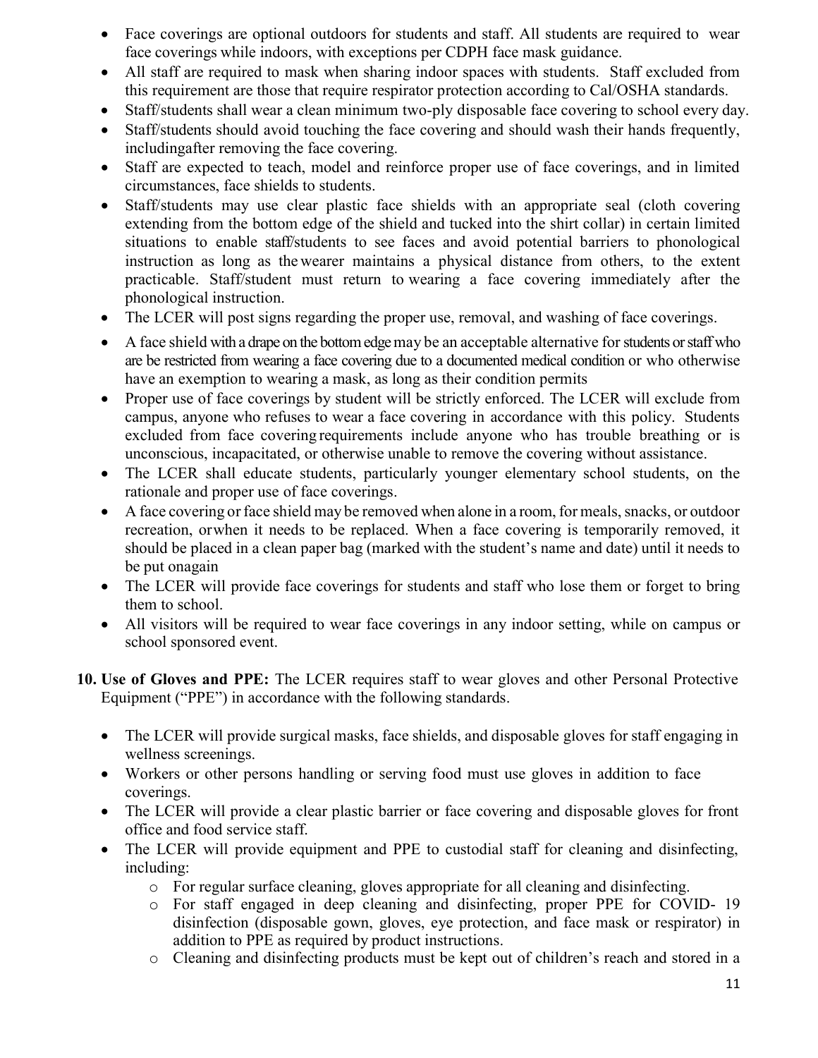- Face coverings are optional outdoors for students and staff. All students are required to wear face coverings while indoors, with exceptions per CDPH face mask guidance.
- All staff are required to mask when sharing indoor spaces with students. Staff excluded from this requirement are those that require respirator protection according to Cal/OSHA standards.
- Staff/students shall wear a clean minimum two-ply disposable face covering to school every day.
- Staff/students should avoid touching the face covering and should wash their hands frequently, includingafter removing the face covering.
- Staff are expected to teach, model and reinforce proper use of face coverings, and in limited circumstances, face shields to students.
- Staff/students may use clear plastic face shields with an appropriate seal (cloth covering extending from the bottom edge of the shield and tucked into the shirt collar) in certain limited situations to enable staff/students to see faces and avoid potential barriers to phonological instruction as long as thewearer maintains a physical distance from others, to the extent practicable. Staff/student must return to wearing a face covering immediately after the phonological instruction.
- The LCER will post signs regarding the proper use, removal, and washing of face coverings.
- A face shield with a drape on the bottom edge may be an acceptable alternative for students or staff who are be restricted from wearing a face covering due to a documented medical condition or who otherwise have an exemption to wearing a mask, as long as their condition permits
- Proper use of face coverings by student will be strictly enforced. The LCER will exclude from campus, anyone who refuses to wear a face covering in accordance with this policy. Students excluded from face coveringrequirements include anyone who has trouble breathing or is unconscious, incapacitated, or otherwise unable to remove the covering without assistance.
- The LCER shall educate students, particularly younger elementary school students, on the rationale and proper use of face coverings.
- A face covering or face shield may be removed when alone in a room, for meals, snacks, or outdoor recreation, orwhen it needs to be replaced. When a face covering is temporarily removed, it should be placed in a clean paper bag (marked with the student's name and date) until it needs to be put onagain
- The LCER will provide face coverings for students and staff who lose them or forget to bring them to school.
- All visitors will be required to wear face coverings in any indoor setting, while on campus or school sponsored event.

10. **Use of Gloves and PPE:** The LCER requires staff to wear gloves and other Personal Protective Equipment ("PPE") in accordance with the following standards.

    - The LCER will provide surgical masks, face shields, and disposable gloves for staff engaging in wellness screenings.
    - Workers or other persons handling or serving food must use gloves in addition to face coverings.
    - The LCER will provide a clear plastic barrier or face covering and disposable gloves for front office and food service staff.
    - The LCER will provide equipment and PPE to custodial staff for cleaning and disinfecting, including:
        - For regular surface cleaning, gloves appropriate for all cleaning and disinfecting.
        - For staff engaged in deep cleaning and disinfecting, proper PPE for COVID- 19 disinfection (disposable gown, gloves, eye protection, and face mask or respirator) in addition to PPE as required by product instructions.
        - Cleaning and disinfecting products must be kept out of children's reach and stored in a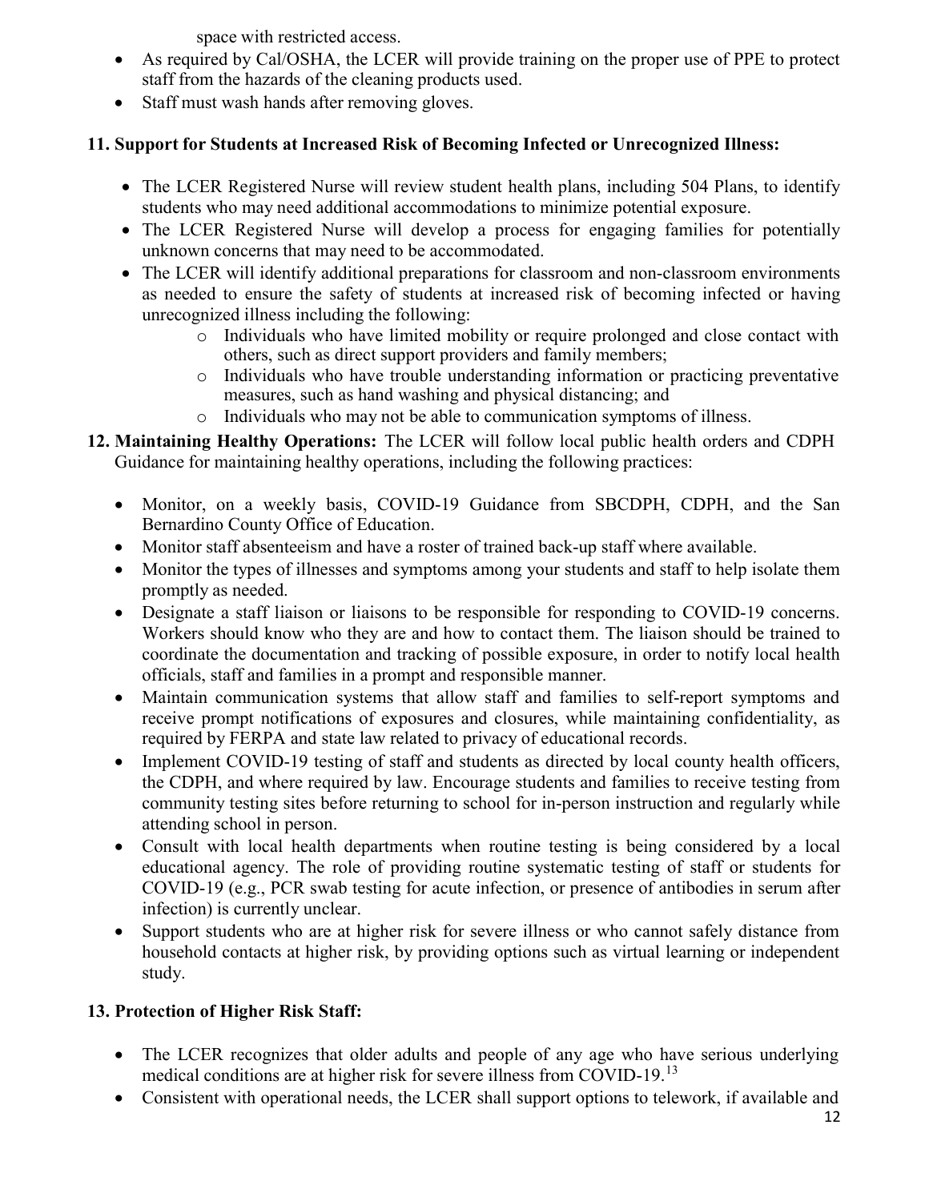space with restricted access.

- As required by Cal/OSHA, the LCER will provide training on the proper use of PPE to protect staff from the hazards of the cleaning products used.
- Staff must wash hands after removing gloves.

**11. Support for Students at Increased Risk of Becoming Infected or Unrecognized Illness:**

- The LCER Registered Nurse will review student health plans, including 504 Plans, to identify students who may need additional accommodations to minimize potential exposure.
- The LCER Registered Nurse will develop a process for engaging families for potentially unknown concerns that may need to be accommodated.
- The LCER will identify additional preparations for classroom and non-classroom environments as needed to ensure the safety of students at increased risk of becoming infected or having unrecognized illness including the following:
  - Individuals who have limited mobility or require prolonged and close contact with others, such as direct support providers and family members;
  - Individuals who have trouble understanding information or practicing preventative measures, such as hand washing and physical distancing; and
  - Individuals who may not be able to communication symptoms of illness.

**12. Maintaining Healthy Operations:** The LCER will follow local public health orders and CDPH Guidance for maintaining healthy operations, including the following practices:

- Monitor, on a weekly basis, COVID-19 Guidance from SBCDPH, CDPH, and the San Bernardino County Office of Education.
- Monitor staff absenteeism and have a roster of trained back-up staff where available.
- Monitor the types of illnesses and symptoms among your students and staff to help isolate them promptly as needed.
- Designate a staff liaison or liaisons to be responsible for responding to COVID-19 concerns. Workers should know who they are and how to contact them. The liaison should be trained to coordinate the documentation and tracking of possible exposure, in order to notify local health officials, staff and families in a prompt and responsible manner.
- Maintain communication systems that allow staff and families to self-report symptoms and receive prompt notifications of exposures and closures, while maintaining confidentiality, as required by FERPA and state law related to privacy of educational records.
- Implement COVID-19 testing of staff and students as directed by local county health officers, the CDPH, and where required by law. Encourage students and families to receive testing from community testing sites before returning to school for in-person instruction and regularly while attending school in person.
- Consult with local health departments when routine testing is being considered by a local educational agency. The role of providing routine systematic testing of staff or students for COVID-19 (e.g., PCR swab testing for acute infection, or presence of antibodies in serum after infection) is currently unclear.
- Support students who are at higher risk for severe illness or who cannot safely distance from household contacts at higher risk, by providing options such as virtual learning or independent study.

**13. Protection of Higher Risk Staff:**

- The LCER recognizes that older adults and people of any age who have serious underlying medical conditions are at higher risk for severe illness from COVID-19.[13]
- Consistent with operational needs, the LCER shall support options to telework, if available and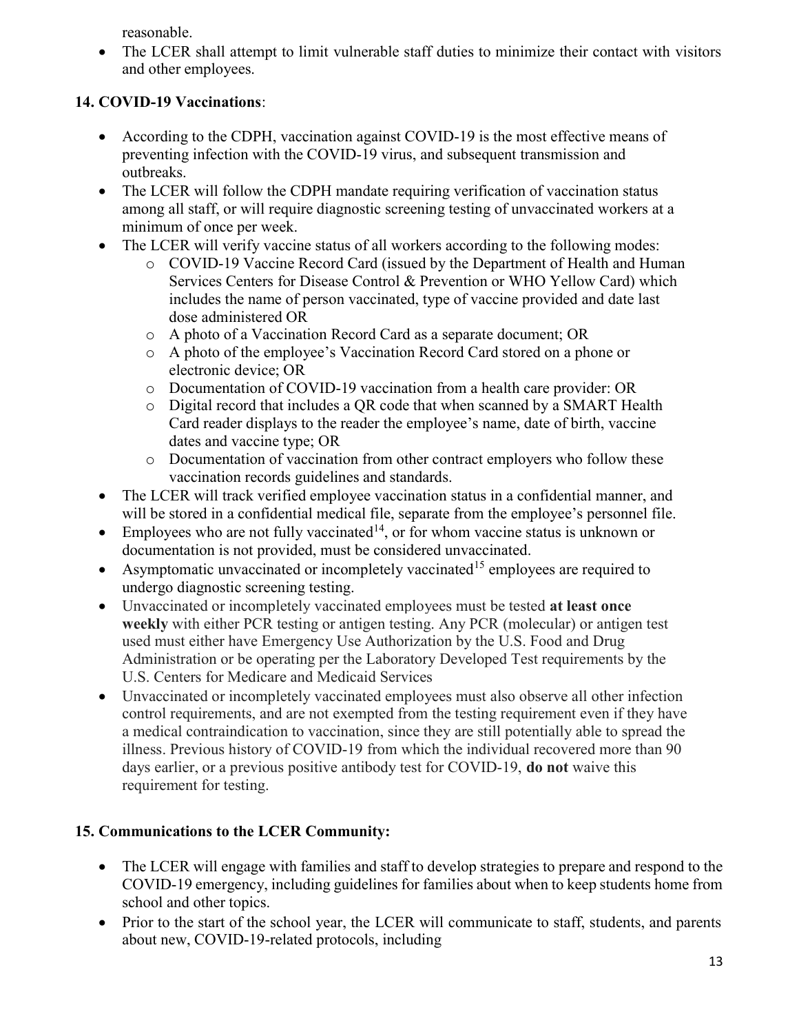reasonable.

- The LCER shall attempt to limit vulnerable staff duties to minimize their contact with visitors and other employees.

## 14. COVID-19 Vaccinations:

- According to the CDPH, vaccination against COVID-19 is the most effective means of preventing infection with the COVID-19 virus, and subsequent transmission and outbreaks.
- The LCER will follow the CDPH mandate requiring verification of vaccination status among all staff, or will require diagnostic screening testing of unvaccinated workers at a minimum of once per week.
- The LCER will verify vaccine status of all workers according to the following modes:
  - COVID-19 Vaccine Record Card (issued by the Department of Health and Human Services Centers for Disease Control & Prevention or WHO Yellow Card) which includes the name of person vaccinated, type of vaccine provided and date last dose administered OR
  - A photo of a Vaccination Record Card as a separate document; OR
  - A photo of the employee's Vaccination Record Card stored on a phone or electronic device; OR
  - Documentation of COVID-19 vaccination from a health care provider: OR
  - Digital record that includes a QR code that when scanned by a SMART Health Card reader displays to the reader the employee's name, date of birth, vaccine dates and vaccine type; OR
  - Documentation of vaccination from other contract employers who follow these vaccination records guidelines and standards.
- The LCER will track verified employee vaccination status in a confidential manner, and will be stored in a confidential medical file, separate from the employee's personnel file.
- Employees who are not fully vaccinated[14], or for whom vaccine status is unknown or documentation is not provided, must be considered unvaccinated.
- Asymptomatic unvaccinated or incompletely vaccinated[15] employees are required to undergo diagnostic screening testing.
- Unvaccinated or incompletely vaccinated employees must be tested **at least once weekly** with either PCR testing or antigen testing. Any PCR (molecular) or antigen test used must either have Emergency Use Authorization by the U.S. Food and Drug Administration or be operating per the Laboratory Developed Test requirements by the U.S. Centers for Medicare and Medicaid Services
- Unvaccinated or incompletely vaccinated employees must also observe all other infection control requirements, and are not exempted from the testing requirement even if they have a medical contraindication to vaccination, since they are still potentially able to spread the illness. Previous history of COVID-19 from which the individual recovered more than 90 days earlier, or a previous positive antibody test for COVID-19, **do not** waive this requirement for testing.

## 15. Communications to the LCER Community:

- The LCER will engage with families and staff to develop strategies to prepare and respond to the COVID-19 emergency, including guidelines for families about when to keep students home from school and other topics.
- Prior to the start of the school year, the LCER will communicate to staff, students, and parents about new, COVID-19-related protocols, including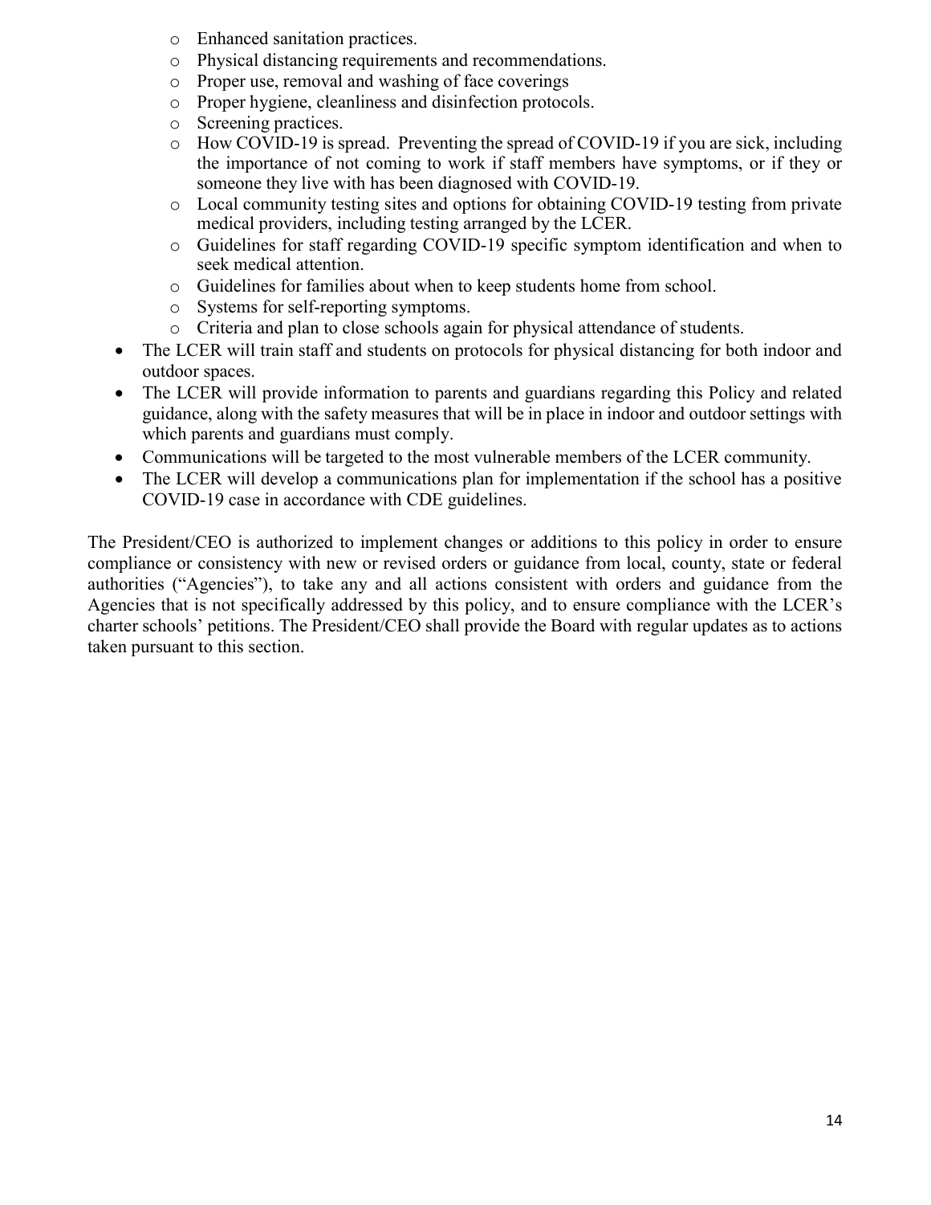- Enhanced sanitation practices.
  - Physical distancing requirements and recommendations.
  - Proper use, removal and washing of face coverings
  - Proper hygiene, cleanliness and disinfection protocols.
  - Screening practices.
  - How COVID-19 is spread. Preventing the spread of COVID-19 if you are sick, including the importance of not coming to work if staff members have symptoms, or if they or someone they live with has been diagnosed with COVID-19.
  - Local community testing sites and options for obtaining COVID-19 testing from private medical providers, including testing arranged by the LCER.
  - Guidelines for staff regarding COVID-19 specific symptom identification and when to seek medical attention.
  - Guidelines for families about when to keep students home from school.
  - Systems for self-reporting symptoms.
  - Criteria and plan to close schools again for physical attendance of students.
- The LCER will train staff and students on protocols for physical distancing for both indoor and outdoor spaces.
- The LCER will provide information to parents and guardians regarding this Policy and related guidance, along with the safety measures that will be in place in indoor and outdoor settings with which parents and guardians must comply.
- Communications will be targeted to the most vulnerable members of the LCER community.
- The LCER will develop a communications plan for implementation if the school has a positive COVID-19 case in accordance with CDE guidelines.

The President/CEO is authorized to implement changes or additions to this policy in order to ensure compliance or consistency with new or revised orders or guidance from local, county, state or federal authorities ("Agencies"), to take any and all actions consistent with orders and guidance from the Agencies that is not specifically addressed by this policy, and to ensure compliance with the LCER's charter schools' petitions. The President/CEO shall provide the Board with regular updates as to actions taken pursuant to this section.